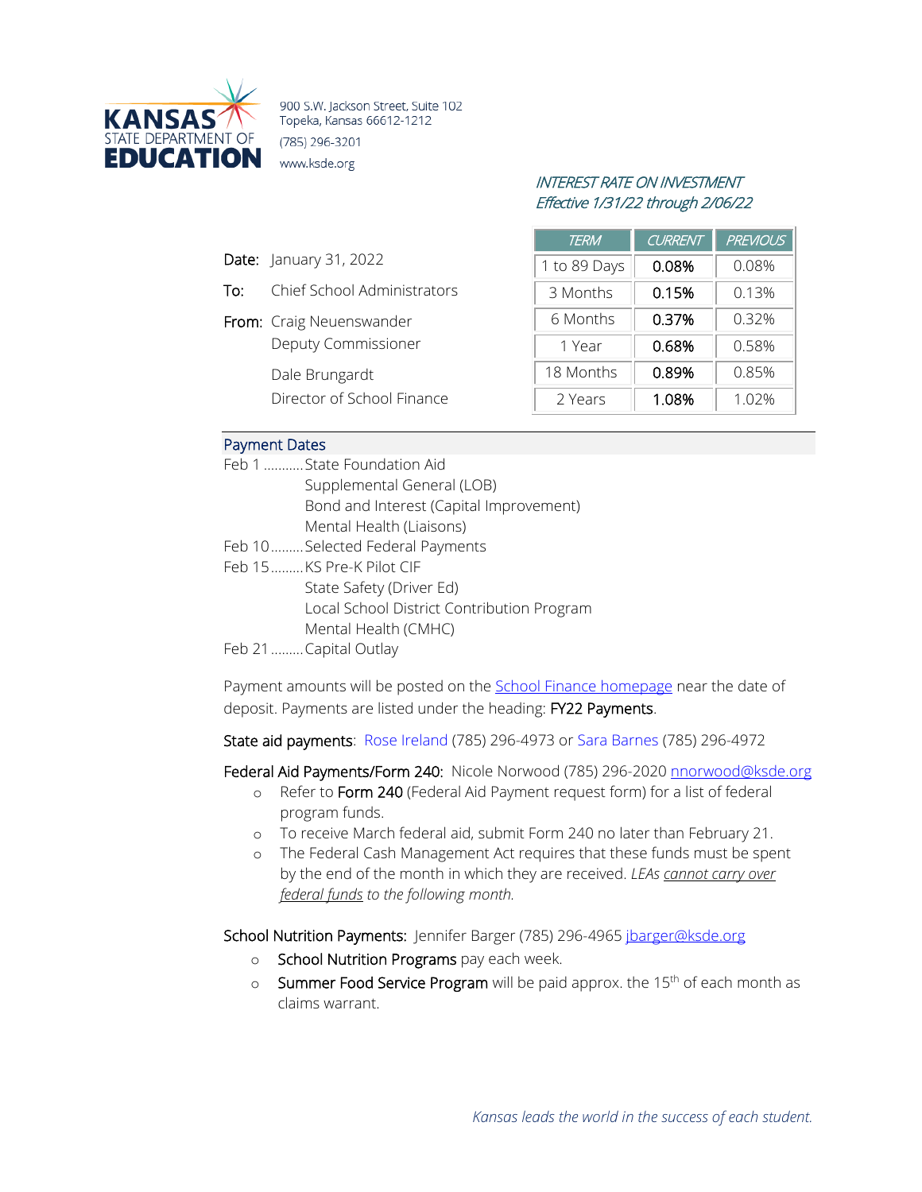**KANSAS STATE DEPARTMENT OF EDUCATION**

900 S.W. Jackson Street, Suite 102
Topeka, Kansas 66612-1212
(785) 296-3201
www.ksde.org

*INTEREST RATE ON INVESTMENT*
*Effective 1/31/22 through 2/06/22*

| *TERM* | *CURRENT* | *PREVIOUS* |
|---|---|---|
| 1 to 89 Days | 0.08% | 0.08% |
| 3 Months | 0.15% | 0.13% |
| 6 Months | 0.37% | 0.32% |
| 1 Year | 0.68% | 0.58% |
| 18 Months | 0.89% | 0.85% |
| 2 Years | 1.08% | 1.02% |

**Date:** January 31, 2022

**To:** Chief School Administrators

**From:** Craig Neuenswander
Deputy Commissioner

Dale Brungardt
Director of School Finance

## Payment Dates

Feb 1 ........... State Foundation Aid
Supplemental General (LOB)
Bond and Interest (Capital Improvement)
Mental Health (Liaisons)

Feb 10 ......... Selected Federal Payments

Feb 15 ......... KS Pre-K Pilot CIF
State Safety (Driver Ed)
Local School District Contribution Program
Mental Health (CMHC)

Feb 21 ......... Capital Outlay

Payment amounts will be posted on the School Finance homepage near the date of deposit. Payments are listed under the heading: **FY22 Payments**.

**State aid payments**: Rose Ireland (785) 296-4973 or Sara Barnes (785) 296-4972

**Federal Aid Payments/Form 240:** Nicole Norwood (785) 296-2020 nnorwood@ksde.org

- Refer to **Form 240** (Federal Aid Payment request form) for a list of federal program funds.
- To receive March federal aid, submit Form 240 no later than February 21.
- The Federal Cash Management Act requires that these funds must be spent by the end of the month in which they are received. *LEAs cannot carry over federal funds to the following month.*

**School Nutrition Payments:** Jennifer Barger (785) 296-4965 jbarger@ksde.org

- **School Nutrition Programs** pay each week.
- **Summer Food Service Program** will be paid approx. the 15th of each month as claims warrant.

*Kansas leads the world in the success of each student.*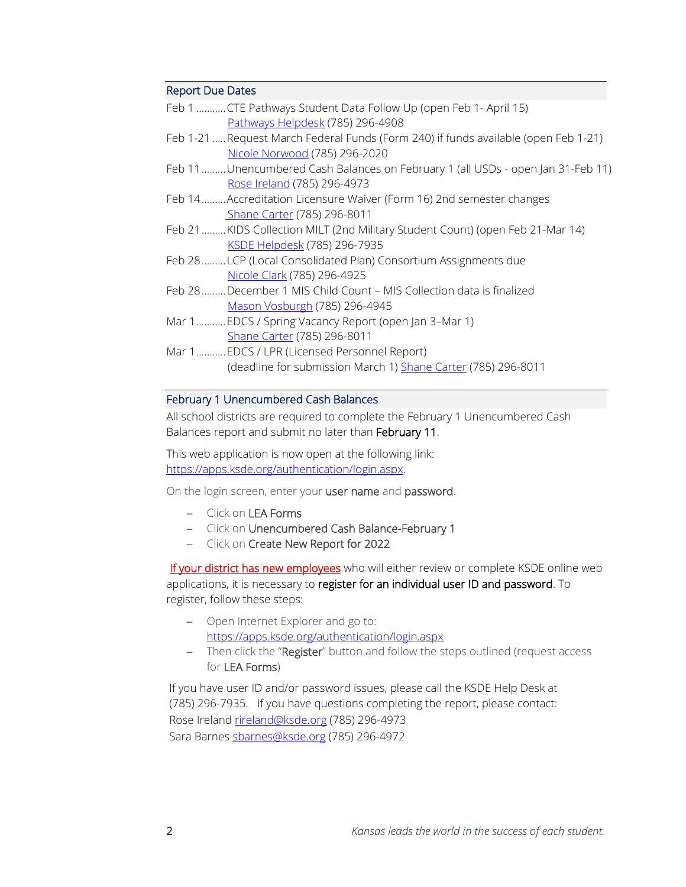## Report Due Dates

Feb 1 ...........CTE Pathways Student Data Follow Up (open Feb 1- April 15)
Pathways Helpdesk (785) 296-4908

Feb 1-21 .....Request March Federal Funds (Form 240) if funds available (open Feb 1-21)
Nicole Norwood (785) 296-2020

Feb 11 .........Unencumbered Cash Balances on February 1 (all USDs - open Jan 31-Feb 11)
Rose Ireland (785) 296-4973

Feb 14.........Accreditation Licensure Waiver (Form 16) 2nd semester changes
Shane Carter (785) 296-8011

Feb 21 .........KIDS Collection MILT (2nd Military Student Count) (open Feb 21-Mar 14)
KSDE Helpdesk (785) 296-7935

Feb 28.........LCP (Local Consolidated Plan) Consortium Assignments due
Nicole Clark (785) 296-4925

Feb 28.........December 1 MIS Child Count – MIS Collection data is finalized
Mason Vosburgh (785) 296-4945

Mar 1...........EDCS / Spring Vacancy Report (open Jan 3–Mar 1)
Shane Carter (785) 296-8011

Mar 1...........EDCS / LPR (Licensed Personnel Report)
(deadline for submission March 1) Shane Carter (785) 296-8011

## February 1 Unencumbered Cash Balances

All school districts are required to complete the February 1 Unencumbered Cash Balances report and submit no later than **February 11**.

This web application is now open at the following link: https://apps.ksde.org/authentication/login.aspx.

On the login screen, enter your **user name** and **password**.

- Click on **LEA Forms**
- Click on **Unencumbered Cash Balance-February 1**
- Click on **Create New Report for 2022**

If your district has new employees who will either review or complete KSDE online web applications, it is necessary to **register for an individual user ID and password**. To register, follow these steps:

- Open Internet Explorer and go to: https://apps.ksde.org/authentication/login.aspx
- Then click the "**Register**" button and follow the steps outlined (request access for **LEA Forms**)

If you have user ID and/or password issues, please call the KSDE Help Desk at (785) 296-7935. If you have questions completing the report, please contact:
Rose Ireland rireland@ksde.org (785) 296-4973
Sara Barnes sbarnes@ksde.org (785) 296-4972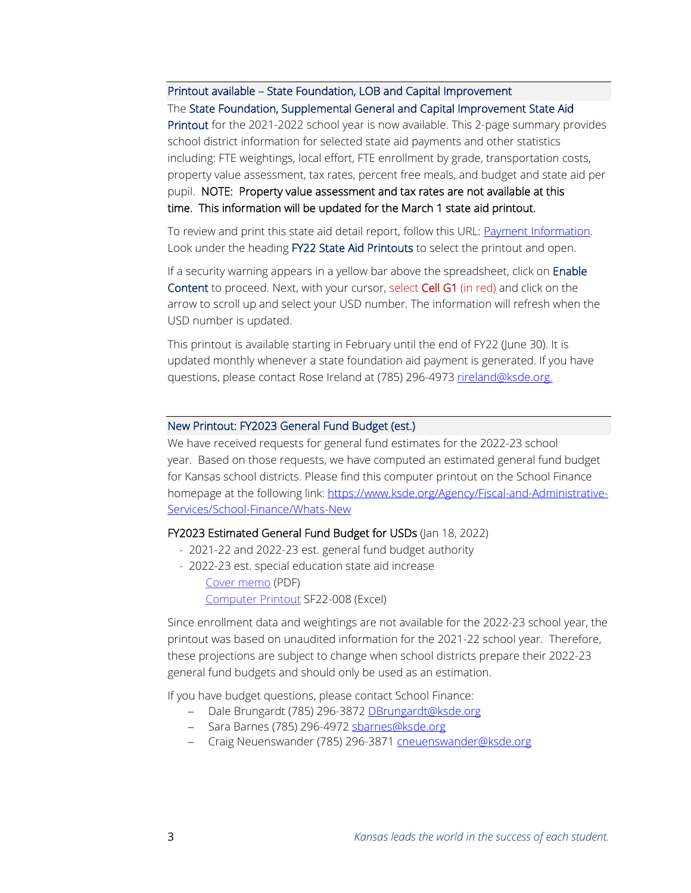## Printout available – State Foundation, LOB and Capital Improvement

The State Foundation, Supplemental General and Capital Improvement State Aid Printout for the 2021-2022 school year is now available. This 2-page summary provides school district information for selected state aid payments and other statistics including: FTE weightings, local effort, FTE enrollment by grade, transportation costs, property value assessment, tax rates, percent free meals, and budget and state aid per pupil. NOTE: Property value assessment and tax rates are not available at this time. This information will be updated for the March 1 state aid printout.

To review and print this state aid detail report, follow this URL: [Payment Information](). Look under the heading FY22 State Aid Printouts to select the printout and open.

If a security warning appears in a yellow bar above the spreadsheet, click on Enable Content to proceed. Next, with your cursor, select Cell G1 (in red) and click on the arrow to scroll up and select your USD number. The information will refresh when the USD number is updated.

This printout is available starting in February until the end of FY22 (June 30). It is updated monthly whenever a state foundation aid payment is generated. If you have questions, please contact Rose Ireland at (785) 296-4973 rireland@ksde.org.

## New Printout: FY2023 General Fund Budget (est.)

We have received requests for general fund estimates for the 2022-23 school year. Based on those requests, we have computed an estimated general fund budget for Kansas school districts. Please find this computer printout on the School Finance homepage at the following link: https://www.ksde.org/Agency/Fiscal-and-Administrative-Services/School-Finance/Whats-New

FY2023 Estimated General Fund Budget for USDs (Jan 18, 2022)

- 2021-22 and 2022-23 est. general fund budget authority
- 2022-23 est. special education state aid increase
  - [Cover memo]() (PDF)
  - [Computer Printout]() SF22-008 (Excel)

Since enrollment data and weightings are not available for the 2022-23 school year, the printout was based on unaudited information for the 2021-22 school year. Therefore, these projections are subject to change when school districts prepare their 2022-23 general fund budgets and should only be used as an estimation.

If you have budget questions, please contact School Finance:

- Dale Brungardt (785) 296-3872 DBrungardt@ksde.org
- Sara Barnes (785) 296-4972 sbarnes@ksde.org
- Craig Neuenswander (785) 296-3871 cneuenswander@ksde.org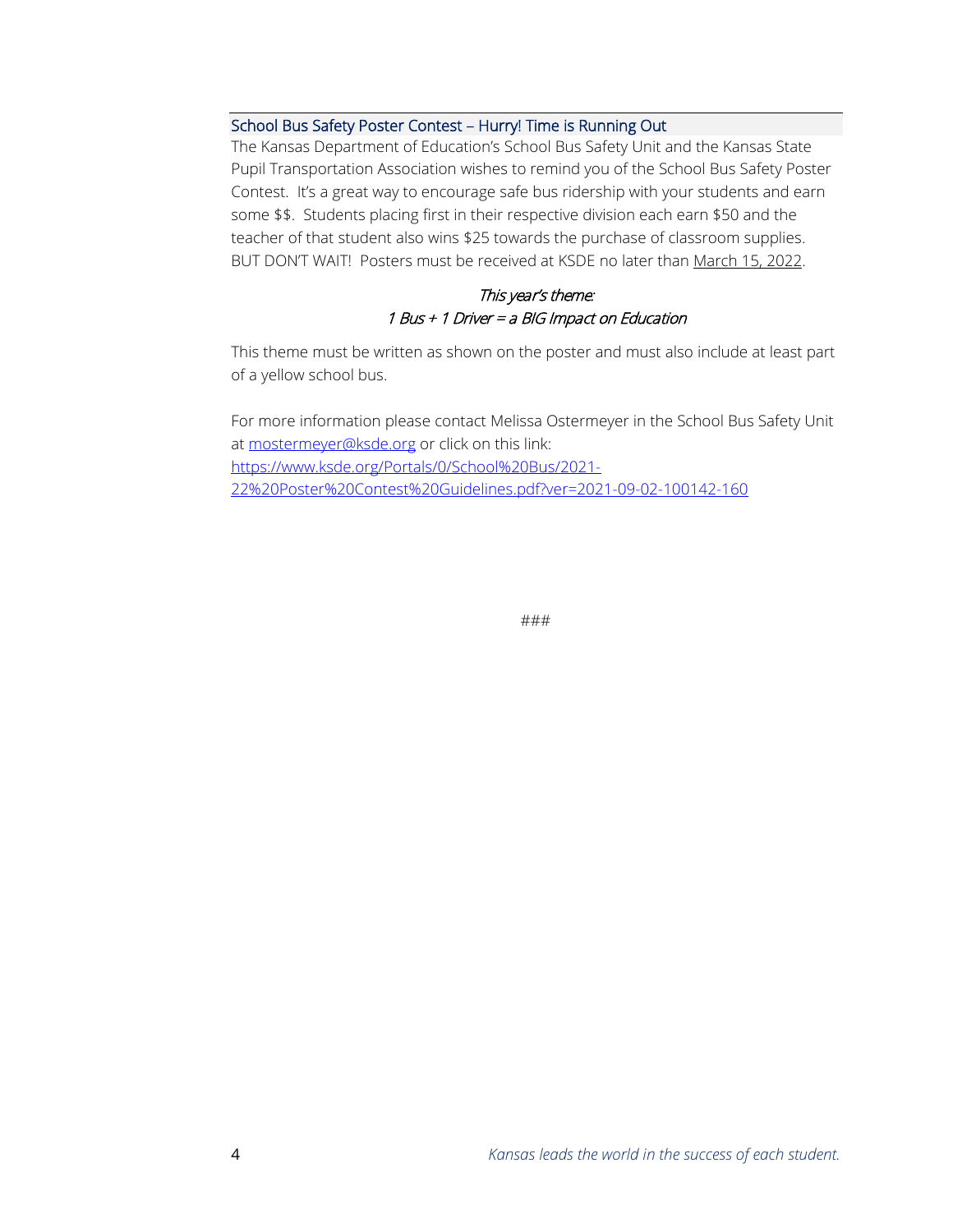## School Bus Safety Poster Contest – Hurry! Time is Running Out

The Kansas Department of Education's School Bus Safety Unit and the Kansas State Pupil Transportation Association wishes to remind you of the School Bus Safety Poster Contest. It's a great way to encourage safe bus ridership with your students and earn some $$. Students placing first in their respective division each earn $50 and the teacher of that student also wins $25 towards the purchase of classroom supplies. BUT DON'T WAIT! Posters must be received at KSDE no later than March 15, 2022.

*This year's theme:*
*1 Bus + 1 Driver = a BIG Impact on Education*

This theme must be written as shown on the poster and must also include at least part of a yellow school bus.

For more information please contact Melissa Ostermeyer in the School Bus Safety Unit at [mostermeyer@ksde.org](mailto:mostermeyer@ksde.org) or click on this link: [https://www.ksde.org/Portals/0/School%20Bus/2021-22%20Poster%20Contest%20Guidelines.pdf?ver=2021-09-02-100142-160](https://www.ksde.org/Portals/0/School%20Bus/2021-22%20Poster%20Contest%20Guidelines.pdf?ver=2021-09-02-100142-160)

###

*Kansas leads the world in the success of each student.*